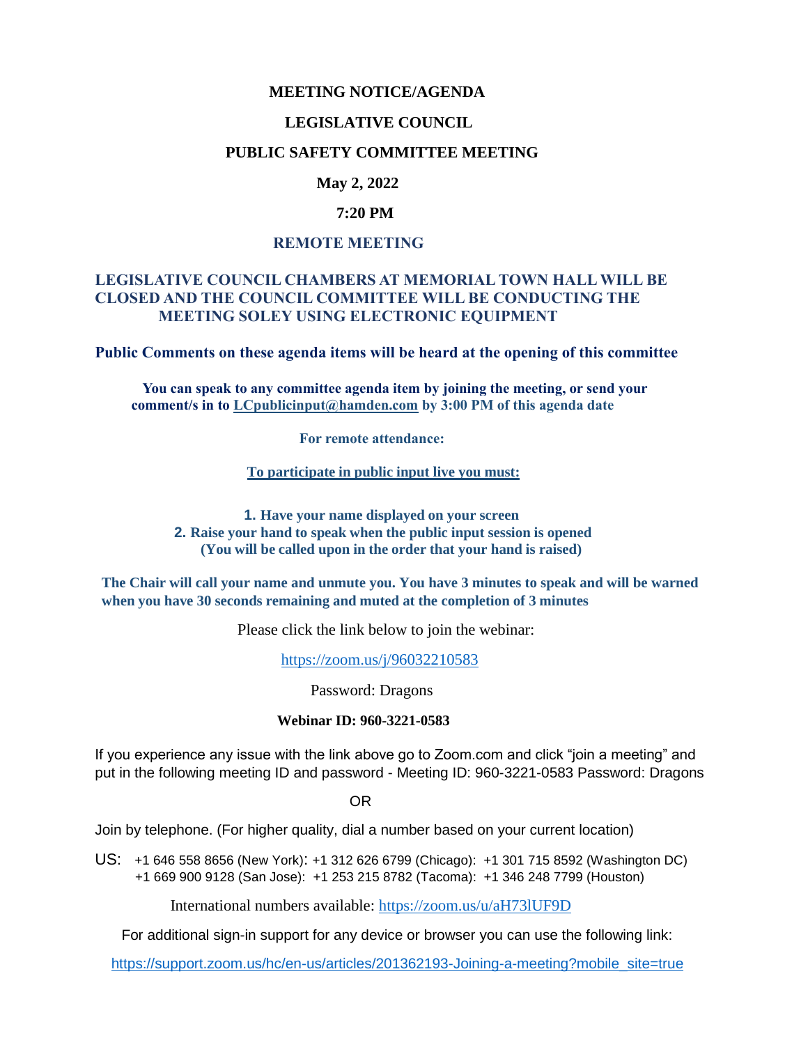# MEETING NOTICE/AGENDA

## LEGISLATIVE COUNCIL

## PUBLIC SAFETY COMMITTEE MEETING

**May 2, 2022**

**7:20 PM**

**REMOTE MEETING**

**LEGISLATIVE COUNCIL CHAMBERS AT MEMORIAL TOWN HALL WILL BE CLOSED AND THE COUNCIL COMMITTEE WILL BE CONDUCTING THE MEETING SOLEY USING ELECTRONIC EQUIPMENT**

**Public Comments on these agenda items will be heard at the opening of this committee**

**You can speak to any committee agenda item by joining the meeting, or send your comment/s in to LCpublicinput@hamden.com by 3:00 PM of this agenda date**

**For remote attendance:**

**To participate in public input live you must:**

1. **Have your name displayed on your screen**
2. **Raise your hand to speak when the public input session is opened (You will be called upon in the order that your hand is raised)**

**The Chair will call your name and unmute you. You have 3 minutes to speak and will be warned when you have 30 seconds remaining and muted at the completion of 3 minutes**

Please click the link below to join the webinar:

https://zoom.us/j/96032210583

Password: Dragons

**Webinar ID: 960-3221-0583**

If you experience any issue with the link above go to Zoom.com and click "join a meeting" and put in the following meeting ID and password - Meeting ID: 960-3221-0583 Password: Dragons

OR

Join by telephone. (For higher quality, dial a number based on your current location)

US: +1 646 558 8656 (New York): +1 312 626 6799 (Chicago): +1 301 715 8592 (Washington DC) +1 669 900 9128 (San Jose): +1 253 215 8782 (Tacoma): +1 346 248 7799 (Houston)

International numbers available: https://zoom.us/u/aH73lUF9D

For additional sign-in support for any device or browser you can use the following link:

https://support.zoom.us/hc/en-us/articles/201362193-Joining-a-meeting?mobile_site=true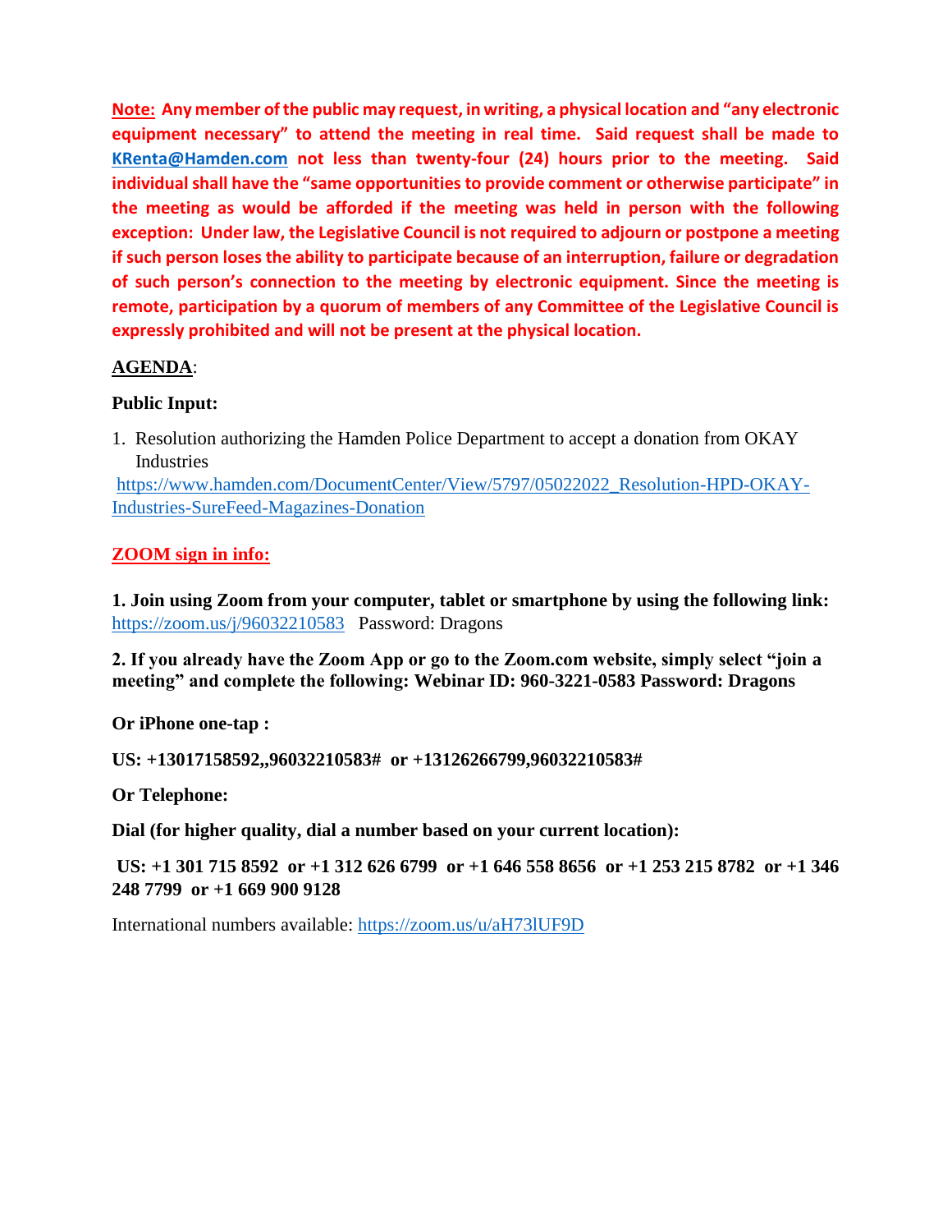**Note: Any member of the public may request, in writing, a physical location and "any electronic equipment necessary" to attend the meeting in real time. Said request shall be made to KRenta@Hamden.com not less than twenty-four (24) hours prior to the meeting. Said individual shall have the "same opportunities to provide comment or otherwise participate" in the meeting as would be afforded if the meeting was held in person with the following exception: Under law, the Legislative Council is not required to adjourn or postpone a meeting if such person loses the ability to participate because of an interruption, failure or degradation of such person's connection to the meeting by electronic equipment. Since the meeting is remote, participation by a quorum of members of any Committee of the Legislative Council is expressly prohibited and will not be present at the physical location.**

**AGENDA**:

**Public Input:**

1. Resolution authorizing the Hamden Police Department to accept a donation from OKAY Industries

https://www.hamden.com/DocumentCenter/View/5797/05022022_Resolution-HPD-OKAY-Industries-SureFeed-Magazines-Donation

**ZOOM sign in info:**

**1. Join using Zoom from your computer, tablet or smartphone by using the following link:** https://zoom.us/j/96032210583 Password: Dragons

**2. If you already have the Zoom App or go to the Zoom.com website, simply select "join a meeting" and complete the following: Webinar ID: 960-3221-0583 Password: Dragons**

**Or iPhone one-tap :**

**US: +13017158592,,96032210583# or +13126266799,96032210583#**

**Or Telephone:**

**Dial (for higher quality, dial a number based on your current location):**

**US: +1 301 715 8592 or +1 312 626 6799 or +1 646 558 8656 or +1 253 215 8782 or +1 346 248 7799 or +1 669 900 9128**

International numbers available: https://zoom.us/u/aH73lUF9D